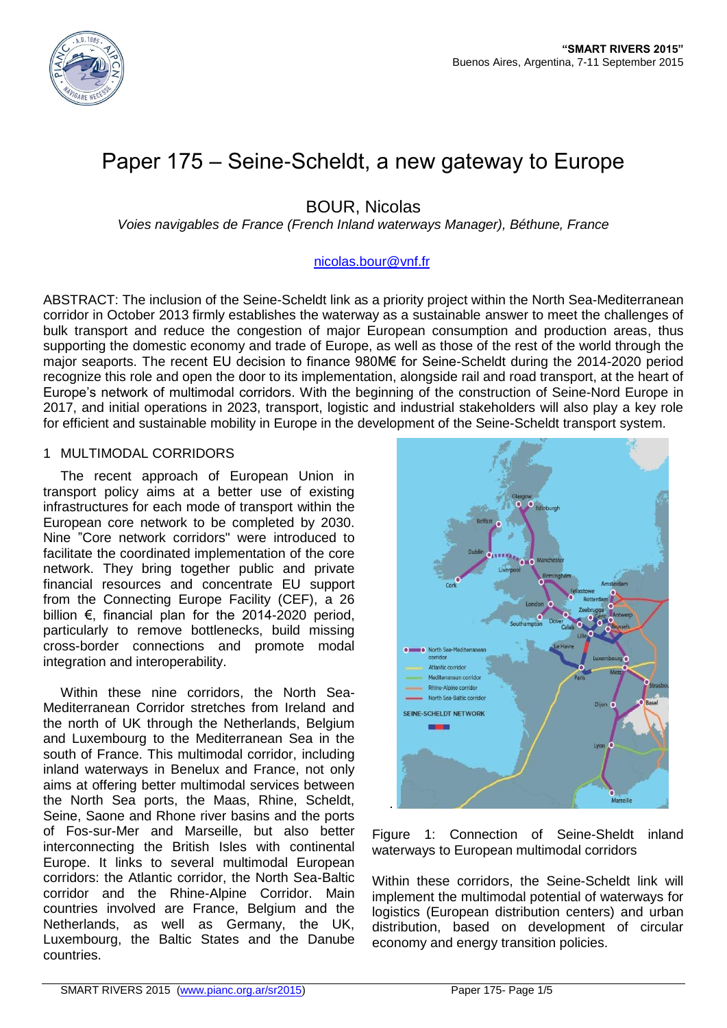# Paper 175 – Seine-Scheldt, a new gateway to Europe

BOUR, Nicolas

*Voies navigables de France (French Inland waterways Manager), Béthune, France*

nicolas.bour@vnf.fr

ABSTRACT: The inclusion of the Seine-Scheldt link as a priority project within the North Sea-Mediterranean corridor in October 2013 firmly establishes the waterway as a sustainable answer to meet the challenges of bulk transport and reduce the congestion of major European consumption and production areas, thus supporting the domestic economy and trade of Europe, as well as those of the rest of the world through the major seaports. The recent EU decision to finance 980M€ for Seine-Scheldt during the 2014-2020 period recognize this role and open the door to its implementation, alongside rail and road transport, at the heart of Europe's network of multimodal corridors. With the beginning of the construction of Seine-Nord Europe in 2017, and initial operations in 2023, transport, logistic and industrial stakeholders will also play a key role for efficient and sustainable mobility in Europe in the development of the Seine-Scheldt transport system.

## 1 MULTIMODAL CORRIDORS

The recent approach of European Union in transport policy aims at a better use of existing infrastructures for each mode of transport within the European core network to be completed by 2030. Nine "Core network corridors" were introduced to facilitate the coordinated implementation of the core network. They bring together public and private financial resources and concentrate EU support from the Connecting Europe Facility (CEF), a 26 billion €, financial plan for the 2014-2020 period, particularly to remove bottlenecks, build missing cross-border connections and promote modal integration and interoperability.

Within these nine corridors, the North Sea-Mediterranean Corridor stretches from Ireland and the north of UK through the Netherlands, Belgium and Luxembourg to the Mediterranean Sea in the south of France. This multimodal corridor, including inland waterways in Benelux and France, not only aims at offering better multimodal services between the North Sea ports, the Maas, Rhine, Scheldt, Seine, Saone and Rhone river basins and the ports of Fos-sur-Mer and Marseille, but also better interconnecting the British Isles with continental Europe. It links to several multimodal European corridors: the Atlantic corridor, the North Sea-Baltic corridor and the Rhine-Alpine Corridor. Main countries involved are France, Belgium and the Netherlands, as well as Germany, the UK, Luxembourg, the Baltic States and the Danube countries.

Figure 1: Connection of Seine-Sheldt inland waterways to European multimodal corridors

Within these corridors, the Seine-Scheldt link will implement the multimodal potential of waterways for logistics (European distribution centers) and urban distribution, based on development of circular economy and energy transition policies.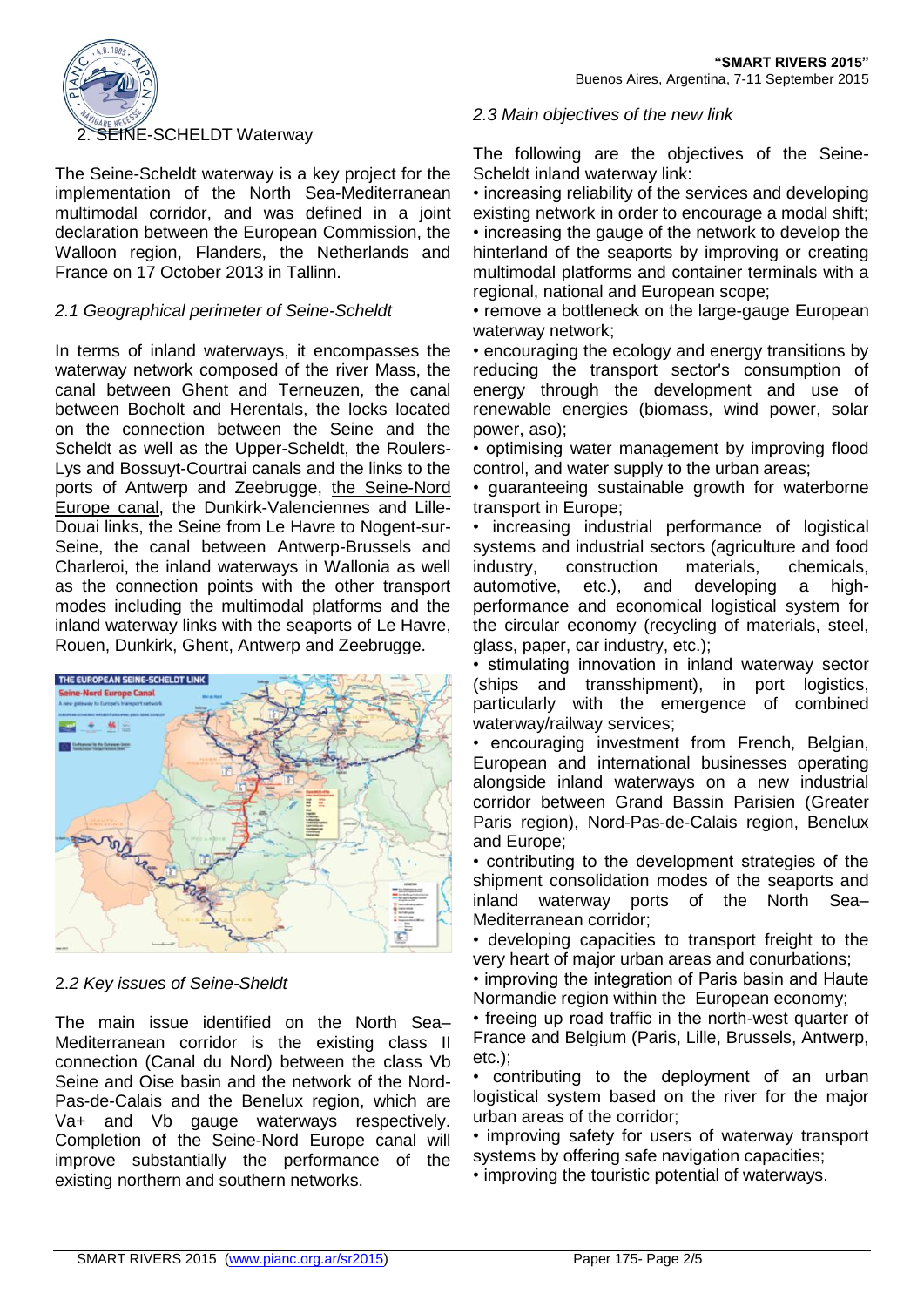## 2. SEINE-SCHELDT Waterway

The Seine-Scheldt waterway is a key project for the implementation of the North Sea-Mediterranean multimodal corridor, and was defined in a joint declaration between the European Commission, the Walloon region, Flanders, the Netherlands and France on 17 October 2013 in Tallinn.

### *2.1 Geographical perimeter of Seine-Scheldt*

In terms of inland waterways, it encompasses the waterway network composed of the river Mass, the canal between Ghent and Terneuzen, the canal between Bocholt and Herentals, the locks located on the connection between the Seine and the Scheldt as well as the Upper-Scheldt, the Roulers-Lys and Bossuyt-Courtrai canals and the links to the ports of Antwerp and Zeebrugge, the Seine-Nord Europe canal, the Dunkirk-Valenciennes and Lille-Douai links, the Seine from Le Havre to Nogent-sur-Seine, the canal between Antwerp-Brussels and Charleroi, the inland waterways in Wallonia as well as the connection points with the other transport modes including the multimodal platforms and the inland waterway links with the seaports of Le Havre, Rouen, Dunkirk, Ghent, Antwerp and Zeebrugge.

### 2.*2 Key issues of Seine-Sheldt*

The main issue identified on the North Sea–Mediterranean corridor is the existing class II connection (Canal du Nord) between the class Vb Seine and Oise basin and the network of the Nord-Pas-de-Calais and the Benelux region, which are Va+ and Vb gauge waterways respectively. Completion of the Seine-Nord Europe canal will improve substantially the performance of the existing northern and southern networks.

### *2.3 Main objectives of the new link*

The following are the objectives of the Seine-Scheldt inland waterway link:

- increasing reliability of the services and developing existing network in order to encourage a modal shift;
- increasing the gauge of the network to develop the hinterland of the seaports by improving or creating multimodal platforms and container terminals with a regional, national and European scope;
- remove a bottleneck on the large-gauge European waterway network;
- encouraging the ecology and energy transitions by reducing the transport sector's consumption of energy through the development and use of renewable energies (biomass, wind power, solar power, aso);
- optimising water management by improving flood control, and water supply to the urban areas;
- guaranteeing sustainable growth for waterborne transport in Europe;
- increasing industrial performance of logistical systems and industrial sectors (agriculture and food industry, construction materials, chemicals, automotive, etc.), and developing a high-performance and economical logistical system for the circular economy (recycling of materials, steel, glass, paper, car industry, etc.);
- stimulating innovation in inland waterway sector (ships and transshipment), in port logistics, particularly with the emergence of combined waterway/railway services;
- encouraging investment from French, Belgian, European and international businesses operating alongside inland waterways on a new industrial corridor between Grand Bassin Parisien (Greater Paris region), Nord-Pas-de-Calais region, Benelux and Europe;
- contributing to the development strategies of the shipment consolidation modes of the seaports and inland waterway ports of the North Sea–Mediterranean corridor;
- developing capacities to transport freight to the very heart of major urban areas and conurbations;
- improving the integration of Paris basin and Haute Normandie region within the European economy;
- freeing up road traffic in the north-west quarter of France and Belgium (Paris, Lille, Brussels, Antwerp, etc.);
- contributing to the deployment of an urban logistical system based on the river for the major urban areas of the corridor;
- improving safety for users of waterway transport systems by offering safe navigation capacities;
- improving the touristic potential of waterways.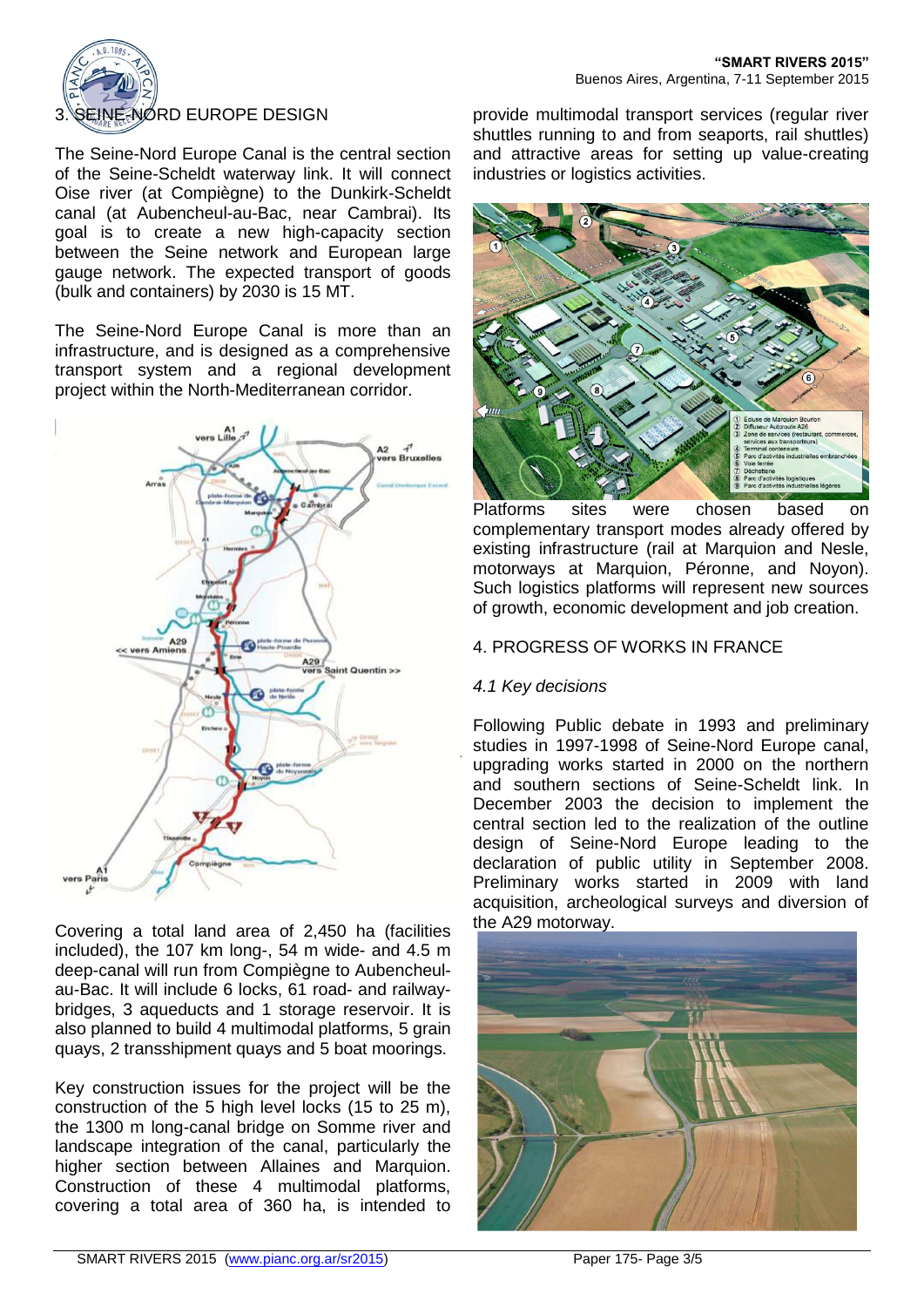## 3. SEINE-NORD EUROPE DESIGN

The Seine-Nord Europe Canal is the central section of the Seine-Scheldt waterway link. It will connect Oise river (at Compiègne) to the Dunkirk-Scheldt canal (at Aubencheul-au-Bac, near Cambrai). Its goal is to create a new high-capacity section between the Seine network and European large gauge network. The expected transport of goods (bulk and containers) by 2030 is 15 MT.

The Seine-Nord Europe Canal is more than an infrastructure, and is designed as a comprehensive transport system and a regional development project within the North-Mediterranean corridor.

Covering a total land area of 2,450 ha (facilities included), the 107 km long-, 54 m wide- and 4.5 m deep-canal will run from Compiègne to Aubencheul-au-Bac. It will include 6 locks, 61 road- and railway-bridges, 3 aqueducts and 1 storage reservoir. It is also planned to build 4 multimodal platforms, 5 grain quays, 2 transshipment quays and 5 boat moorings.

Key construction issues for the project will be the construction of the 5 high level locks (15 to 25 m), the 1300 m long-canal bridge on Somme river and landscape integration of the canal, particularly the higher section between Allaines and Marquion. Construction of these 4 multimodal platforms, covering a total area of 360 ha, is intended to provide multimodal transport services (regular river shuttles running to and from seaports, rail shuttles) and attractive areas for setting up value-creating industries or logistics activities.

Platforms sites were chosen based on complementary transport modes already offered by existing infrastructure (rail at Marquion and Nesle, motorways at Marquion, Péronne, and Noyon). Such logistics platforms will represent new sources of growth, economic development and job creation.

## 4. PROGRESS OF WORKS IN FRANCE

### *4.1 Key decisions*

Following Public debate in 1993 and preliminary studies in 1997-1998 of Seine-Nord Europe canal, upgrading works started in 2000 on the northern and southern sections of Seine-Scheldt link. In December 2003 the decision to implement the central section led to the realization of the outline design of Seine-Nord Europe leading to the declaration of public utility in September 2008. Preliminary works started in 2009 with land acquisition, archeological surveys and diversion of the A29 motorway.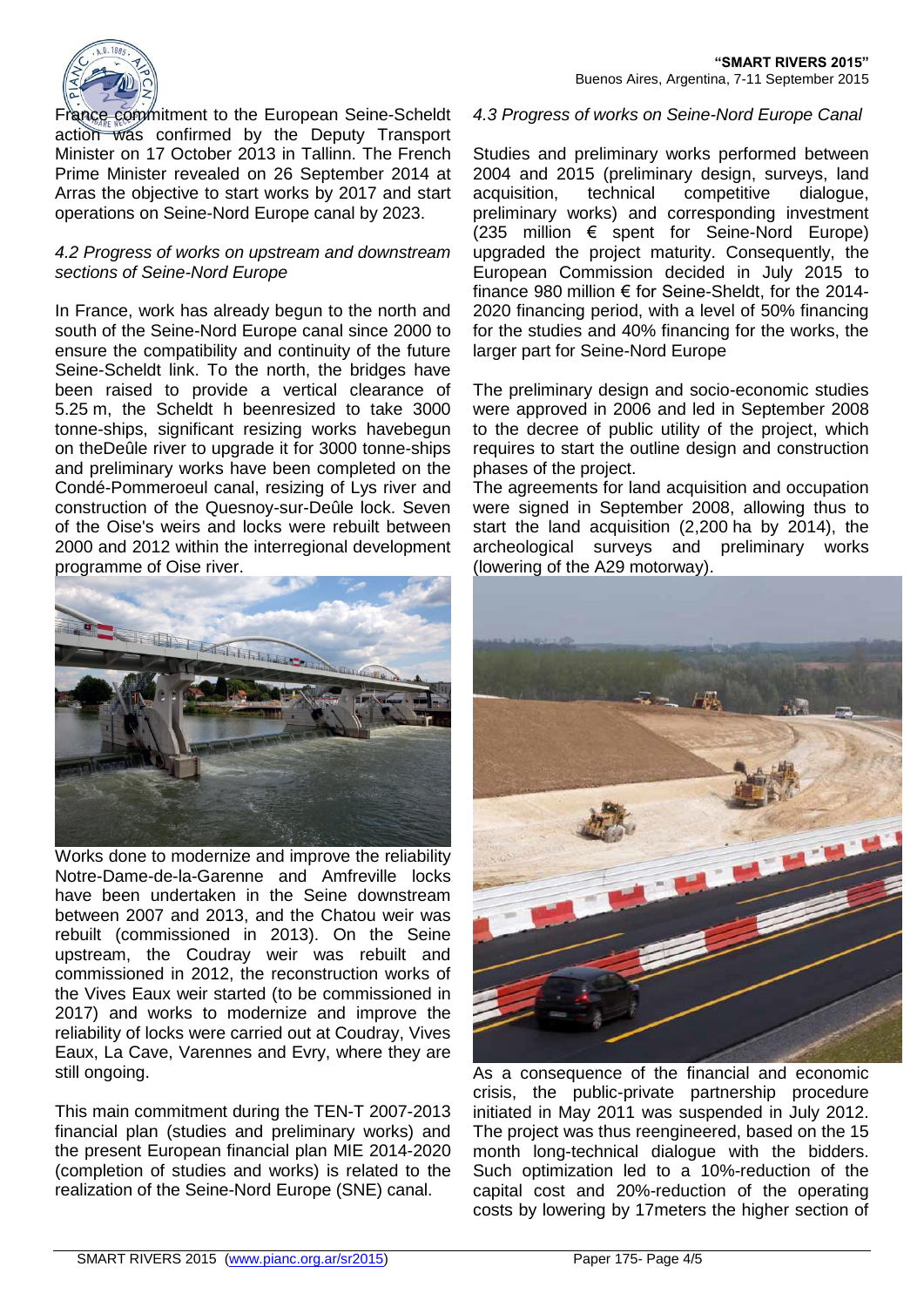France commitment to the European Seine-Scheldt action was confirmed by the Deputy Transport Minister on 17 October 2013 in Tallinn. The French Prime Minister revealed on 26 September 2014 at Arras the objective to start works by 2017 and start operations on Seine-Nord Europe canal by 2023.

### *4.2 Progress of works on upstream and downstream sections of Seine-Nord Europe*

In France, work has already begun to the north and south of the Seine-Nord Europe canal since 2000 to ensure the compatibility and continuity of the future Seine-Scheldt link. To the north, the bridges have been raised to provide a vertical clearance of 5.25 m, the Scheldt h beenresized to take 3000 tonne-ships, significant resizing works havebegun on theDeûle river to upgrade it for 3000 tonne-ships and preliminary works have been completed on the Condé-Pommeroeul canal, resizing of Lys river and construction of the Quesnoy-sur-Deûle lock. Seven of the Oise's weirs and locks were rebuilt between 2000 and 2012 within the interregional development programme of Oise river.

Works done to modernize and improve the reliability Notre-Dame-de-la-Garenne and Amfreville locks have been undertaken in the Seine downstream between 2007 and 2013, and the Chatou weir was rebuilt (commissioned in 2013). On the Seine upstream, the Coudray weir was rebuilt and commissioned in 2012, the reconstruction works of the Vives Eaux weir started (to be commissioned in 2017) and works to modernize and improve the reliability of locks were carried out at Coudray, Vives Eaux, La Cave, Varennes and Evry, where they are still ongoing.

This main commitment during the TEN-T 2007-2013 financial plan (studies and preliminary works) and the present European financial plan MIE 2014-2020 (completion of studies and works) is related to the realization of the Seine-Nord Europe (SNE) canal.

### *4.3 Progress of works on Seine-Nord Europe Canal*

Studies and preliminary works performed between 2004 and 2015 (preliminary design, surveys, land acquisition, technical competitive dialogue, preliminary works) and corresponding investment (235 million € spent for Seine-Nord Europe) upgraded the project maturity. Consequently, the European Commission decided in July 2015 to finance 980 million € for Seine-Sheldt, for the 2014-2020 financing period, with a level of 50% financing for the studies and 40% financing for the works, the larger part for Seine-Nord Europe

The preliminary design and socio-economic studies were approved in 2006 and led in September 2008 to the decree of public utility of the project, which requires to start the outline design and construction phases of the project.
The agreements for land acquisition and occupation were signed in September 2008, allowing thus to start the land acquisition (2,200 ha by 2014), the archeological surveys and preliminary works (lowering of the A29 motorway).

As a consequence of the financial and economic crisis, the public-private partnership procedure initiated in May 2011 was suspended in July 2012. The project was thus reengineered, based on the 15 month long-technical dialogue with the bidders. Such optimization led to a 10%-reduction of the capital cost and 20%-reduction of the operating costs by lowering by 17meters the higher section of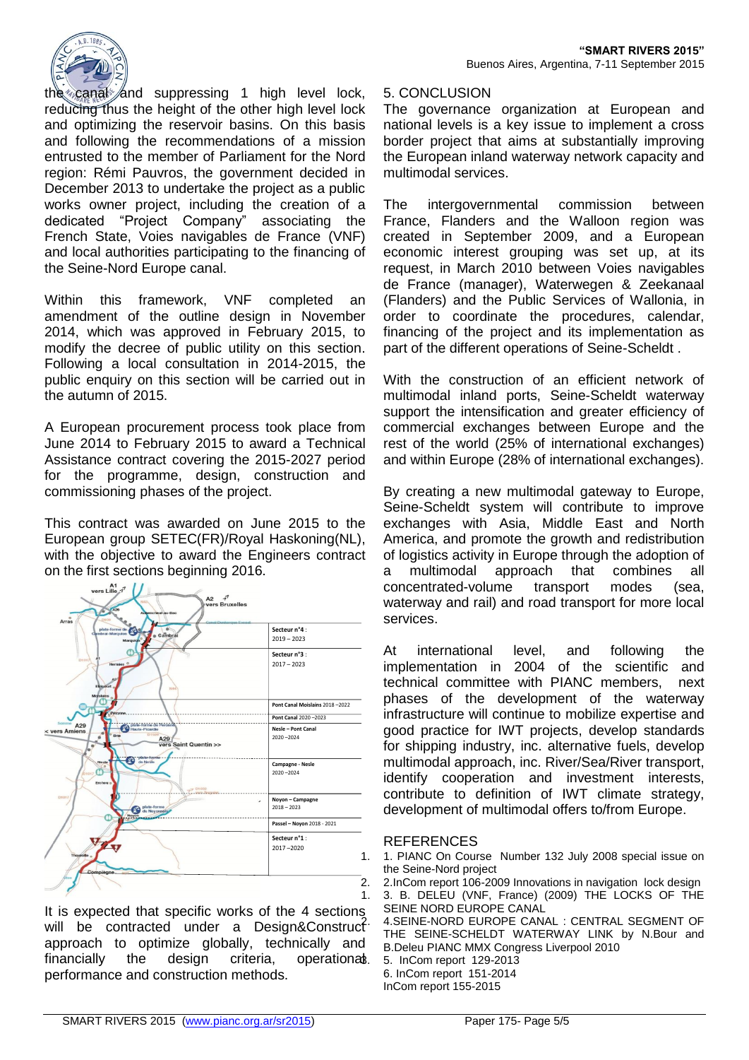the canal and suppressing 1 high level lock, reducing thus the height of the other high level lock and optimizing the reservoir basins. On this basis and following the recommendations of a mission entrusted to the member of Parliament for the Nord region: Rémi Pauvros, the government decided in December 2013 to undertake the project as a public works owner project, including the creation of a dedicated "Project Company" associating the French State, Voies navigables de France (VNF) and local authorities participating to the financing of the Seine-Nord Europe canal.

Within this framework, VNF completed an amendment of the outline design in November 2014, which was approved in February 2015, to modify the decree of public utility on this section. Following a local consultation in 2014-2015, the public enquiry on this section will be carried out in the autumn of 2015.

A European procurement process took place from June 2014 to February 2015 to award a Technical Assistance contract covering the 2015-2027 period for the programme, design, construction and commissioning phases of the project.

This contract was awarded on June 2015 to the European group SETEC(FR)/Royal Haskoning(NL), with the objective to award the Engineers contract on the first sections beginning 2016.

A1 vers Lille
A2 vers Bruxelles
Arras
Cambrai
A29 vers Amiens
A29 vers Saint Quentin >>
Compiègne
Secteur n°4 : 2019 – 2023
Secteur n°3 : 2017 – 2023
Pont Canal Moislains 2018 – 2022
Pont Canal 2020 – 2023
Nesle – Pont Canal 2020 – 2024
Campagne - Nesle 2020 – 2024
Noyon – Campagne 2018 – 2023
Passel – Noyon 2018 - 2021
Secteur n°1 : 2017 – 2020

It is expected that specific works of the 4 sections will be contracted under a Design&Construct approach to optimize globally, technically and financially the design criteria, operational performance and construction methods.

## 5. CONCLUSION

The governance organization at European and national levels is a key issue to implement a cross border project that aims at substantially improving the European inland waterway network capacity and multimodal services.

The intergovernmental commission between France, Flanders and the Walloon region was created in September 2009, and a European economic interest grouping was set up, at its request, in March 2010 between Voies navigables de France (manager), Waterwegen & Zeekanaal (Flanders) and the Public Services of Wallonia, in order to coordinate the procedures, calendar, financing of the project and its implementation as part of the different operations of Seine-Scheldt .

With the construction of an efficient network of multimodal inland ports, Seine-Scheldt waterway support the intensification and greater efficiency of commercial exchanges between Europe and the rest of the world (25% of international exchanges) and within Europe (28% of international exchanges).

By creating a new multimodal gateway to Europe, Seine-Scheldt system will contribute to improve exchanges with Asia, Middle East and North America, and promote the growth and redistribution of logistics activity in Europe through the adoption of a multimodal approach that combines all concentrated-volume transport modes (sea, waterway and rail) and road transport for more local services.

At international level, and following the implementation in 2004 of the scientific and technical committee with PIANC members, next phases of the development of the waterway infrastructure will continue to mobilize expertise and good practice for IWT projects, develop standards for shipping industry, inc. alternative fuels, develop multimodal approach, inc. River/Sea/River transport, identify cooperation and investment interests, contribute to definition of IWT climate strategy, development of multimodal offers to/from Europe.

## REFERENCES

1. PIANC On Course Number 132 July 2008 special issue on the Seine-Nord project
2. InCom report 106-2009 Innovations in navigation lock design
3. B. DELEU (VNF, France) (2009) THE LOCKS OF THE SEINE NORD EUROPE CANAL
4. SEINE-NORD EUROPE CANAL : CENTRAL SEGMENT OF THE SEINE-SCHELDT WATERWAY LINK by N.Bour and B.Deleu PIANC MMX Congress Liverpool 2010
5. InCom report 129-2013
6. InCom report 151-2014

InCom report 155-2015